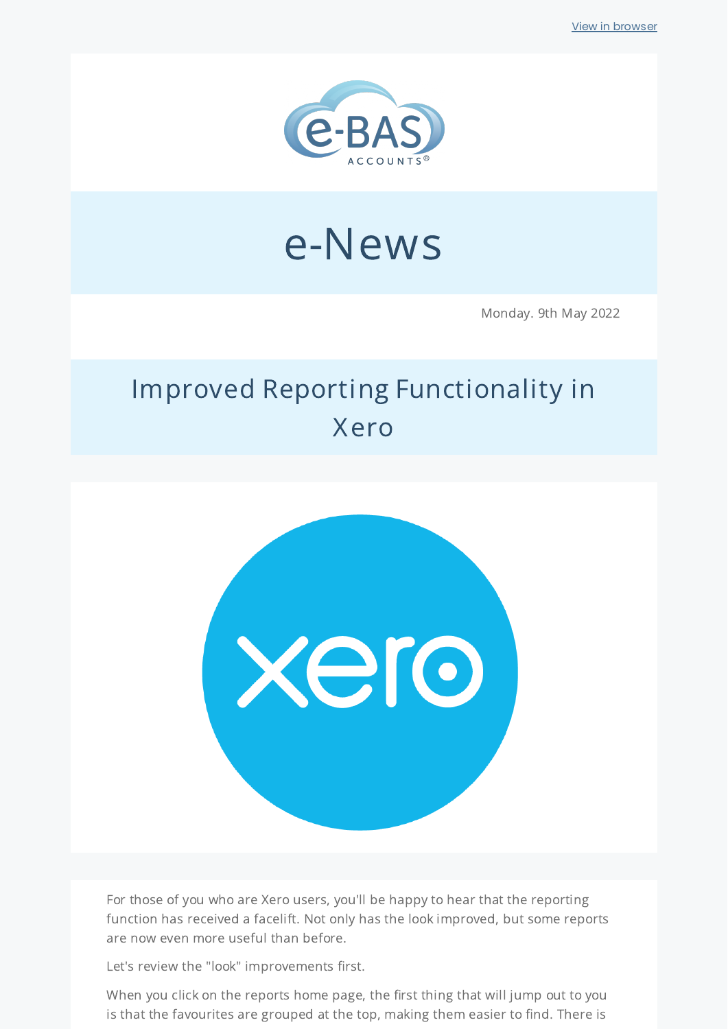View in browser

# e-News

Monday. 9th May 2022

## Improved Reporting Functionality in Xero

For those of you who are Xero users, you'll be happy to hear that the reporting function has received a facelift. Not only has the look improved, but some reports are now even more useful than before.

Let's review the "look" improvements first.

When you click on the reports home page, the first thing that will jump out to you is that the favourites are grouped at the top, making them easier to find. There is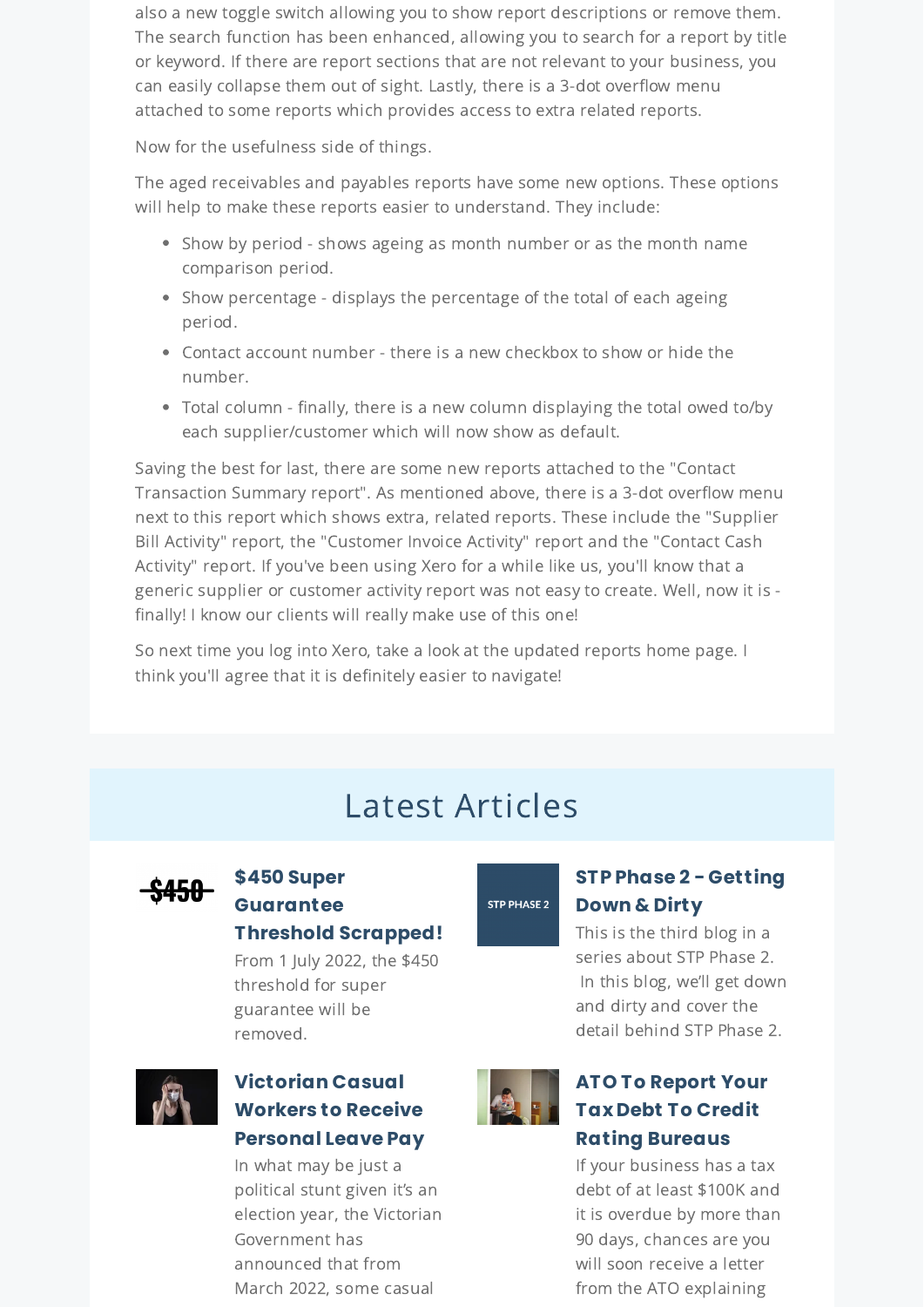also a new toggle switch allowing you to show report descriptions or remove them. The search function has been enhanced, allowing you to search for a report by title or keyword. If there are report sections that are not relevant to your business, you can easily collapse them out of sight. Lastly, there is a 3-dot overflow menu attached to some reports which provides access to extra related reports.

Now for the usefulness side of things.

The aged receivables and payables reports have some new options. These options will help to make these reports easier to understand. They include:

- Show by period - shows ageing as month number or as the month name comparison period.
- Show percentage - displays the percentage of the total of each ageing period.
- Contact account number - there is a new checkbox to show or hide the number.
- Total column - finally, there is a new column displaying the total owed to/by each supplier/customer which will now show as default.

Saving the best for last, there are some new reports attached to the "Contact Transaction Summary report". As mentioned above, there is a 3-dot overflow menu next to this report which shows extra, related reports. These include the "Supplier Bill Activity" report, the "Customer Invoice Activity" report and the "Contact Cash Activity" report. If you've been using Xero for a while like us, you'll know that a generic supplier or customer activity report was not easy to create. Well, now it is - finally! I know our clients will really make use of this one!

So next time you log into Xero, take a look at the updated reports home page. I think you'll agree that it is definitely easier to navigate!

## Latest Articles

### $450 Super Guarantee Threshold Scrapped!

From 1 July 2022, the $450 threshold for super guarantee will be removed.

### STP Phase 2 - Getting Down & Dirty

This is the third blog in a series about STP Phase 2. In this blog, we'll get down and dirty and cover the detail behind STP Phase 2.

### Victorian Casual Workers to Receive Personal Leave Pay

In what may be just a political stunt given it's an election year, the Victorian Government has announced that from March 2022, some casual

### ATO To Report Your Tax Debt To Credit Rating Bureaus

If your business has a tax debt of at least $100K and it is overdue by more than 90 days, chances are you will soon receive a letter from the ATO explaining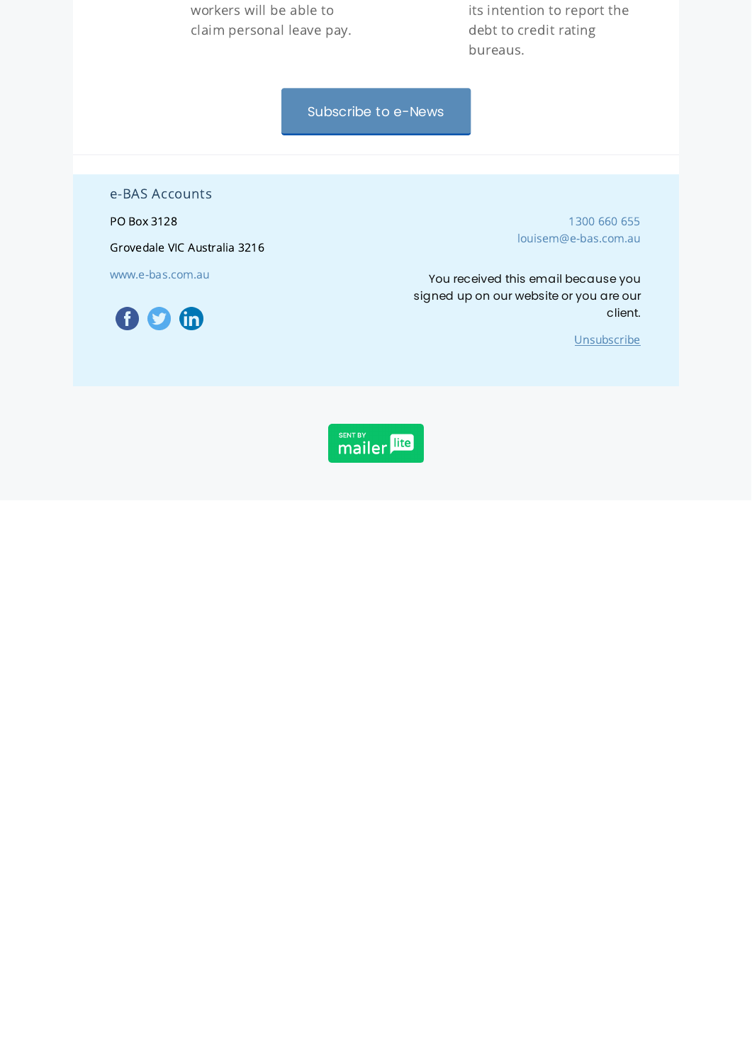workers will be able to claim personal leave pay.

its intention to report the debt to credit rating bureaus.

Subscribe to e-News

e-BAS Accounts

PO Box 3128

Grovedale VIC Australia 3216

www.e-bas.com.au

1300 660 655
louisem@e-bas.com.au

You received this email because you signed up on our website or you are our client.

Unsubscribe

SENT BY mailer lite